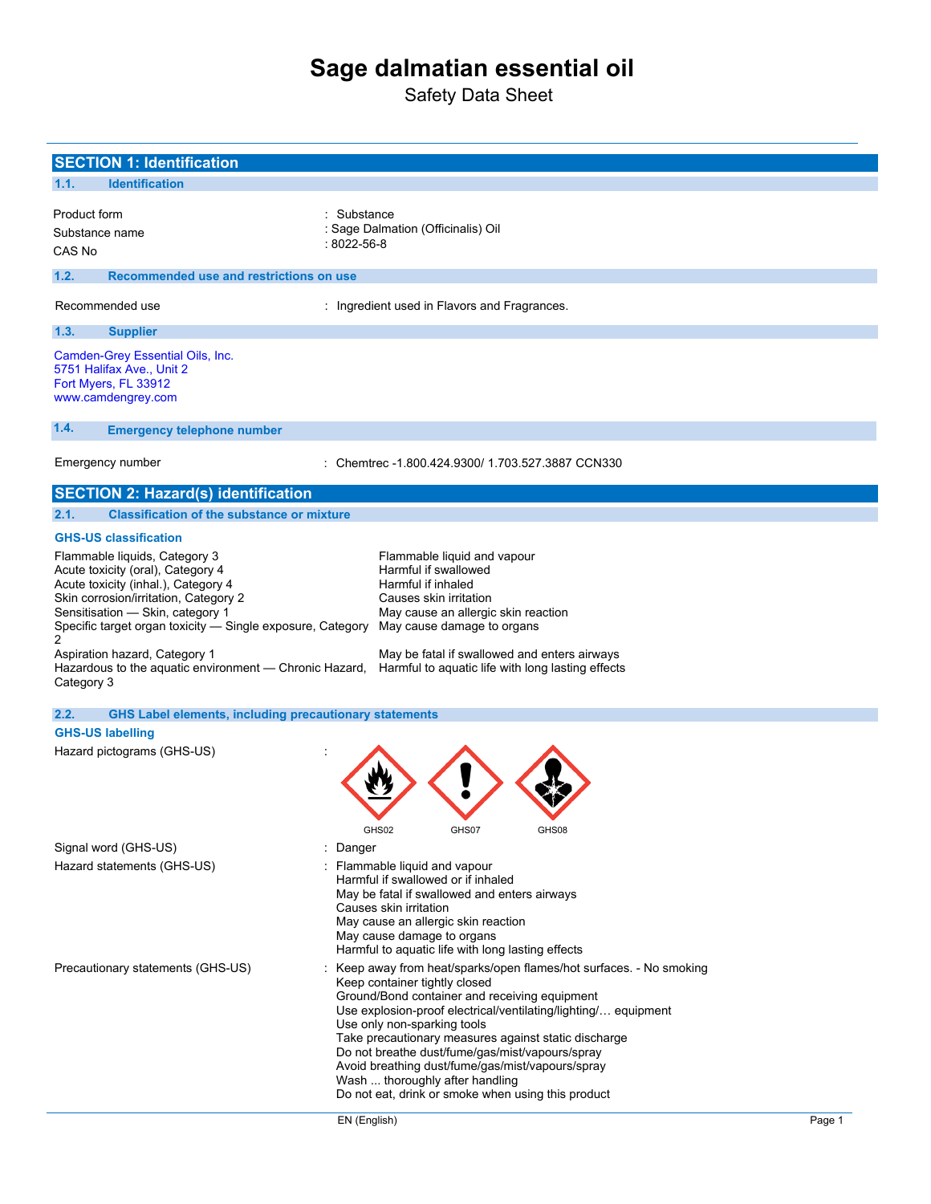# Sage dalmatian essential oil

Safety Data Sheet

## SECTION 1: Identification

### 1.1. Identification

| | |
|---|---|
| Product form | : Substance |
| Substance name | : Sage Dalmation (Officinalis) Oil |
| CAS No | : 8022-56-8 |

### 1.2. Recommended use and restrictions on use

| | |
|---|---|
| Recommended use | : Ingredient used in Flavors and Fragrances. |

### 1.3. Supplier

Camden-Grey Essential Oils, Inc.
5751 Halifax Ave., Unit 2
Fort Myers, FL 33912
www.camdengrey.com

### 1.4. Emergency telephone number

| | |
|---|---|
| Emergency number | : Chemtrec -1.800.424.9300/ 1.703.527.3887 CCN330 |

## SECTION 2: Hazard(s) identification

### 2.1. Classification of the substance or mixture

**GHS-US classification**

| | |
|---|---|
| Flammable liquids, Category 3 | Flammable liquid and vapour |
| Acute toxicity (oral), Category 4 | Harmful if swallowed |
| Acute toxicity (inhal.), Category 4 | Harmful if inhaled |
| Skin corrosion/irritation, Category 2 | Causes skin irritation |
| Sensitisation — Skin, category 1 | May cause an allergic skin reaction |
| Specific target organ toxicity — Single exposure, Category 2 | May cause damage to organs |
| Aspiration hazard, Category 1 | May be fatal if swallowed and enters airways |
| Hazardous to the aquatic environment — Chronic Hazard, Category 3 | Harmful to aquatic life with long lasting effects |

### 2.2. GHS Label elements, including precautionary statements

**GHS-US labelling**

Hazard pictograms (GHS-US) :

GHS02 GHS07 GHS08

Signal word (GHS-US) : Danger

Hazard statements (GHS-US) :
Flammable liquid and vapour
Harmful if swallowed or if inhaled
May be fatal if swallowed and enters airways
Causes skin irritation
May cause an allergic skin reaction
May cause damage to organs
Harmful to aquatic life with long lasting effects

Precautionary statements (GHS-US) :
Keep away from heat/sparks/open flames/hot surfaces. - No smoking
Keep container tightly closed
Ground/Bond container and receiving equipment
Use explosion-proof electrical/ventilating/lighting/… equipment
Use only non-sparking tools
Take precautionary measures against static discharge
Do not breathe dust/fume/gas/mist/vapours/spray
Avoid breathing dust/fume/gas/mist/vapours/spray
Wash ... thoroughly after handling
Do not eat, drink or smoke when using this product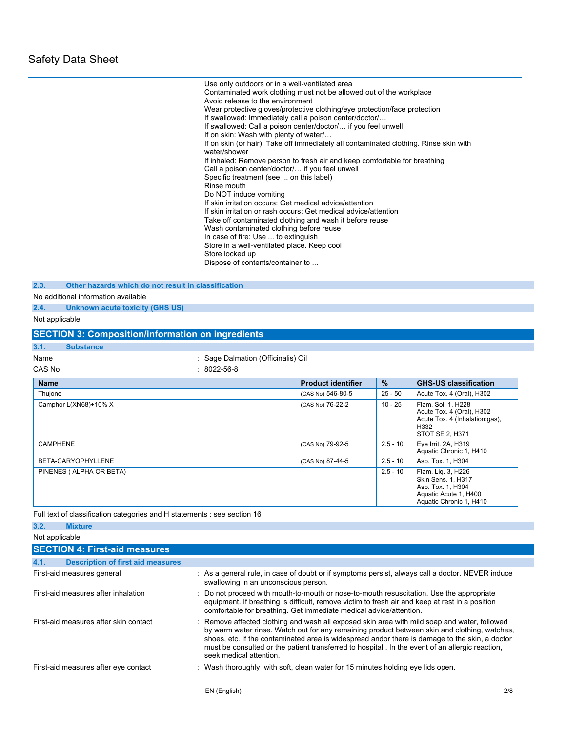Use only outdoors or in a well-ventilated area
Contaminated work clothing must not be allowed out of the workplace
Avoid release to the environment
Wear protective gloves/protective clothing/eye protection/face protection
If swallowed: Immediately call a poison center/doctor/…
If swallowed: Call a poison center/doctor/… if you feel unwell
If on skin: Wash with plenty of water/…
If on skin (or hair): Take off immediately all contaminated clothing. Rinse skin with water/shower
If inhaled: Remove person to fresh air and keep comfortable for breathing
Call a poison center/doctor/… if you feel unwell
Specific treatment (see ... on this label)
Rinse mouth
Do NOT induce vomiting
If skin irritation occurs: Get medical advice/attention
If skin irritation or rash occurs: Get medical advice/attention
Take off contaminated clothing and wash it before reuse
Wash contaminated clothing before reuse
In case of fire: Use ... to extinguish
Store in a well-ventilated place. Keep cool
Store locked up
Dispose of contents/container to ...

### 2.3. Other hazards which do not result in classification

No additional information available

### 2.4. Unknown acute toxicity (GHS US)

Not applicable

## SECTION 3: Composition/information on ingredients

### 3.1. Substance

Name : Sage Dalmation (Officinalis) Oil

CAS No : 8022-56-8

| Name | Product identifier | % | GHS-US classification |
|---|---|---|---|
| Thujone | (CAS No) 546-80-5 | 25 - 50 | Acute Tox. 4 (Oral), H302 |
| Camphor L(XN68)+10% X | (CAS No) 76-22-2 | 10 - 25 | Flam. Sol. 1, H228<br>Acute Tox. 4 (Oral), H302<br>Acute Tox. 4 (Inhalation:gas), H332<br>STOT SE 2, H371 |
| CAMPHENE | (CAS No) 79-92-5 | 2.5 - 10 | Eye Irrit. 2A, H319<br>Aquatic Chronic 1, H410 |
| BETA-CARYOPHYLLENE | (CAS No) 87-44-5 | 2.5 - 10 | Asp. Tox. 1, H304 |
| PINENES ( ALPHA OR BETA) | | 2.5 - 10 | Flam. Liq. 3, H226<br>Skin Sens. 1, H317<br>Asp. Tox. 1, H304<br>Aquatic Acute 1, H400<br>Aquatic Chronic 1, H410 |

Full text of classification categories and H statements : see section 16

### 3.2. Mixture

Not applicable

## SECTION 4: First-aid measures

### 4.1. Description of first aid measures

First-aid measures general : As a general rule, in case of doubt or if symptoms persist, always call a doctor. NEVER induce swallowing in an unconscious person.

First-aid measures after inhalation : Do not proceed with mouth-to-mouth or nose-to-mouth resuscitation. Use the appropriate equipment. If breathing is difficult, remove victim to fresh air and keep at rest in a position comfortable for breathing. Get immediate medical advice/attention.

First-aid measures after skin contact : Remove affected clothing and wash all exposed skin area with mild soap and water, followed by warm water rinse. Watch out for any remaining product between skin and clothing, watches, shoes, etc. If the contaminated area is widespread andor there is damage to the skin, a doctor must be consulted or the patient transferred to hospital . In the event of an allergic reaction, seek medical attention.

First-aid measures after eye contact : Wash thoroughly with soft, clean water for 15 minutes holding eye lids open.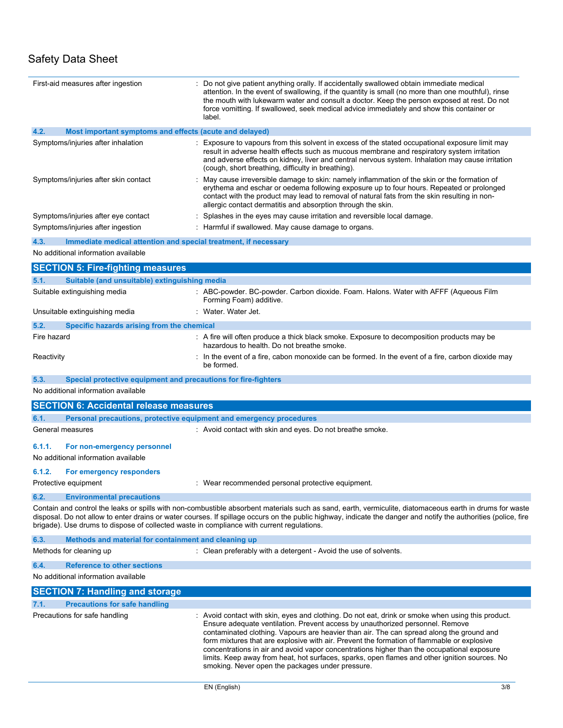| | |
|---|---|
| First-aid measures after ingestion | : Do not give patient anything orally. If accidentally swallowed obtain immediate medical attention. In the event of swallowing, if the quantity is small (no more than one mouthful), rinse the mouth with lukewarm water and consult a doctor. Keep the person exposed at rest. Do not force vomitting. If swallowed, seek medical advice immediately and show this container or label. |

### 4.2. Most important symptoms and effects (acute and delayed)

| | |
|---|---|
| Symptoms/injuries after inhalation | : Exposure to vapours from this solvent in excess of the stated occupational exposure limit may result in adverse health effects such as mucous membrane and respiratory system irritation and adverse effects on kidney, liver and central nervous system. Inhalation may cause irritation (cough, short breathing, difficulty in breathing). |
| Symptoms/injuries after skin contact | : May cause irreversible damage to skin: namely inflammation of the skin or the formation of erythema and eschar or oedema following exposure up to four hours. Repeated or prolonged contact with the product may lead to removal of natural fats from the skin resulting in non-allergic contact dermatitis and absorption through the skin. |
| Symptoms/injuries after eye contact | : Splashes in the eyes may cause irritation and reversible local damage. |
| Symptoms/injuries after ingestion | : Harmful if swallowed. May cause damage to organs. |

### 4.3. Immediate medical attention and special treatment, if necessary

No additional information available

## SECTION 5: Fire-fighting measures

### 5.1. Suitable (and unsuitable) extinguishing media

| | |
|---|---|
| Suitable extinguishing media | : ABC-powder. BC-powder. Carbon dioxide. Foam. Halons. Water with AFFF (Aqueous Film Forming Foam) additive. |
| Unsuitable extinguishing media | : Water. Water Jet. |

### 5.2. Specific hazards arising from the chemical

| | |
|---|---|
| Fire hazard | : A fire will often produce a thick black smoke. Exposure to decomposition products may be hazardous to health. Do not breathe smoke. |
| Reactivity | : In the event of a fire, cabon monoxide can be formed. In the event of a fire, carbon dioxide may be formed. |

### 5.3. Special protective equipment and precautions for fire-fighters

No additional information available

## SECTION 6: Accidental release measures

### 6.1. Personal precautions, protective equipment and emergency procedures

| | |
|---|---|
| General measures | : Avoid contact with skin and eyes. Do not breathe smoke. |

#### 6.1.1. For non-emergency personnel

No additional information available

#### 6.1.2. For emergency responders

| | |
|---|---|
| Protective equipment | : Wear recommended personal protective equipment. |

### 6.2. Environmental precautions

Contain and control the leaks or spills with non-combustible absorbent materials such as sand, earth, vermiculite, diatomaceous earth in drums for waste disposal. Do not allow to enter drains or water courses. If spillage occurs on the public highway, indicate the danger and notify the authorities (police, fire brigade). Use drums to dispose of collected waste in compliance with current regulations.

### 6.3. Methods and material for containment and cleaning up

| | |
|---|---|
| Methods for cleaning up | : Clean preferably with a detergent - Avoid the use of solvents. |

### 6.4. Reference to other sections

No additional information available

## SECTION 7: Handling and storage

### 7.1. Precautions for safe handling

| | |
|---|---|
| Precautions for safe handling | : Avoid contact with skin, eyes and clothing. Do not eat, drink or smoke when using this product. Ensure adequate ventilation. Prevent access by unauthorized personnel. Remove contaminated clothing. Vapours are heavier than air. The can spread along the ground and form mixtures that are explosive with air. Prevent the formation of flammable or explosive concentrations in air and avoid vapor concentrations higher than the occupational exposure limits. Keep away from heat, hot surfaces, sparks, open flames and other ignition sources. No smoking. Never open the packages under pressure. |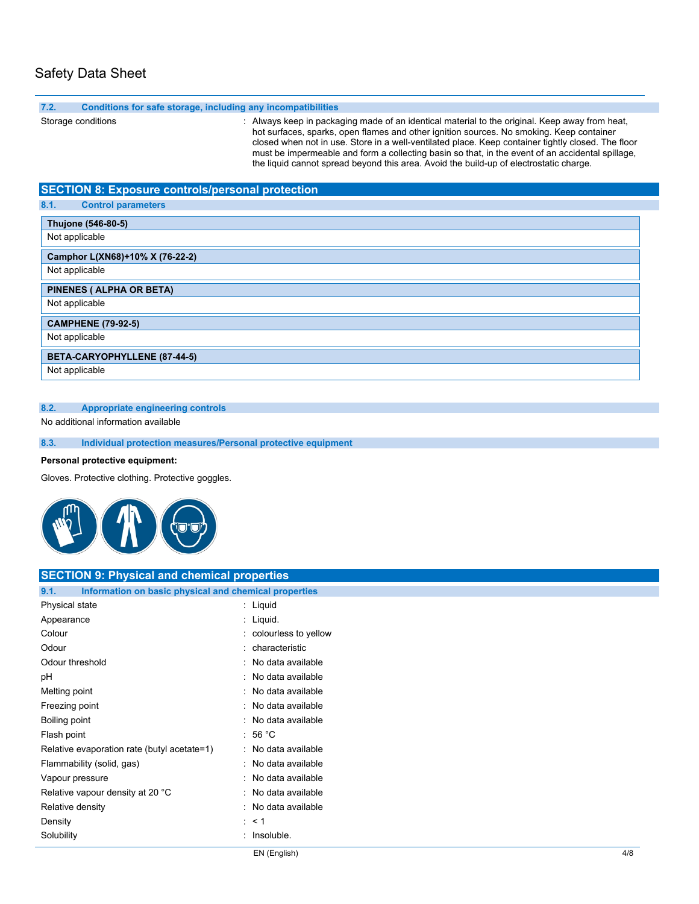### 7.2. Conditions for safe storage, including any incompatibilities

Storage conditions : Always keep in packaging made of an identical material to the original. Keep away from heat, hot surfaces, sparks, open flames and other ignition sources. No smoking. Keep container closed when not in use. Store in a well-ventilated place. Keep container tightly closed. The floor must be impermeable and form a collecting basin so that, in the event of an accidental spillage, the liquid cannot spread beyond this area. Avoid the build-up of electrostatic charge.

## SECTION 8: Exposure controls/personal protection

### 8.1. Control parameters

| Thujone (546-80-5) |
|---|
| Not applicable |

| Camphor L(XN68)+10% X (76-22-2) |
|---|
| Not applicable |

| PINENES ( ALPHA OR BETA) |
|---|
| Not applicable |

| CAMPHENE (79-92-5) |
|---|
| Not applicable |

| BETA-CARYOPHYLLENE (87-44-5) |
|---|
| Not applicable |

### 8.2. Appropriate engineering controls

No additional information available

### 8.3. Individual protection measures/Personal protective equipment

**Personal protective equipment:**

Gloves. Protective clothing. Protective goggles.

## SECTION 9: Physical and chemical properties

### 9.1. Information on basic physical and chemical properties

| Property | Value |
|---|---|
| Physical state | Liquid |
| Appearance | Liquid. |
| Colour | colourless to yellow |
| Odour | characteristic |
| Odour threshold | No data available |
| pH | No data available |
| Melting point | No data available |
| Freezing point | No data available |
| Boiling point | No data available |
| Flash point | 56 °C |
| Relative evaporation rate (butyl acetate=1) | No data available |
| Flammability (solid, gas) | No data available |
| Vapour pressure | No data available |
| Relative vapour density at 20 °C | No data available |
| Relative density | No data available |
| Density | < 1 |
| Solubility | Insoluble. |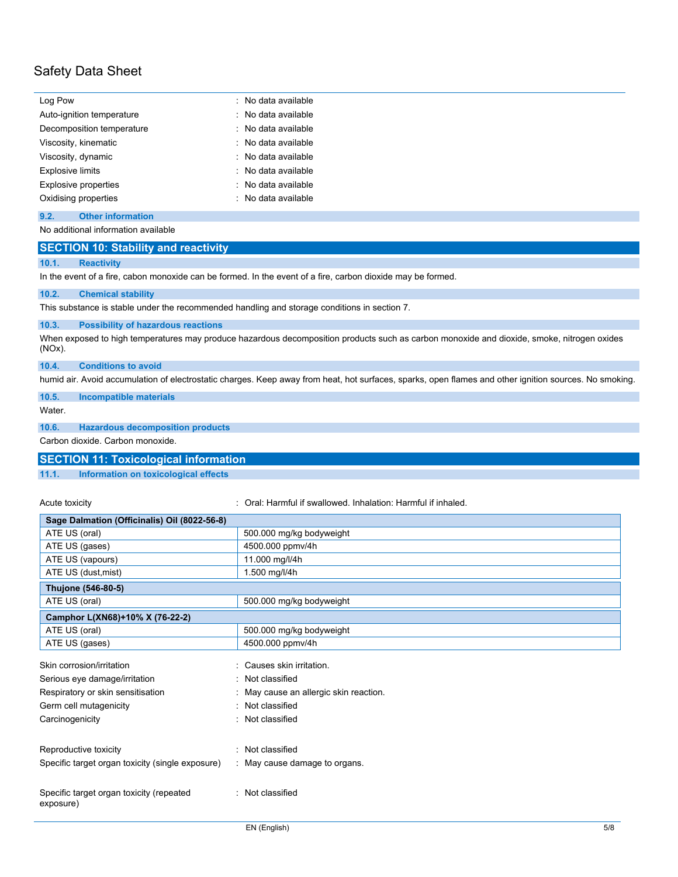| | |
|---|---|
| Log Pow | : No data available |
| Auto-ignition temperature | : No data available |
| Decomposition temperature | : No data available |
| Viscosity, kinematic | : No data available |
| Viscosity, dynamic | : No data available |
| Explosive limits | : No data available |
| Explosive properties | : No data available |
| Oxidising properties | : No data available |

### 9.2. Other information

No additional information available

## SECTION 10: Stability and reactivity

### 10.1. Reactivity

In the event of a fire, cabon monoxide can be formed. In the event of a fire, carbon dioxide may be formed.

### 10.2. Chemical stability

This substance is stable under the recommended handling and storage conditions in section 7.

### 10.3. Possibility of hazardous reactions

When exposed to high temperatures may produce hazardous decomposition products such as carbon monoxide and dioxide, smoke, nitrogen oxides (NOx).

### 10.4. Conditions to avoid

humid air. Avoid accumulation of electrostatic charges. Keep away from heat, hot surfaces, sparks, open flames and other ignition sources. No smoking.

### 10.5. Incompatible materials

Water.

### 10.6. Hazardous decomposition products

Carbon dioxide. Carbon monoxide.

## SECTION 11: Toxicological information

### 11.1. Information on toxicological effects

Acute toxicity : Oral: Harmful if swallowed. Inhalation: Harmful if inhaled.

| **Sage Dalmation (Officinalis) Oil (8022-56-8)** | |
|---|---|
| ATE US (oral) | 500.000 mg/kg bodyweight |
| ATE US (gases) | 4500.000 ppmv/4h |
| ATE US (vapours) | 11.000 mg/l/4h |
| ATE US (dust,mist) | 1.500 mg/l/4h |

| **Thujone (546-80-5)** | |
|---|---|
| ATE US (oral) | 500.000 mg/kg bodyweight |

| **Camphor L(XN68)+10% X (76-22-2)** | |
|---|---|
| ATE US (oral) | 500.000 mg/kg bodyweight |
| ATE US (gases) | 4500.000 ppmv/4h |

| | |
|---|---|
| Skin corrosion/irritation | : Causes skin irritation. |
| Serious eye damage/irritation | : Not classified |
| Respiratory or skin sensitisation | : May cause an allergic skin reaction. |
| Germ cell mutagenicity | : Not classified |
| Carcinogenicity | : Not classified |
| Reproductive toxicity | : Not classified |
| Specific target organ toxicity (single exposure) | : May cause damage to organs. |
| Specific target organ toxicity (repeated exposure) | : Not classified |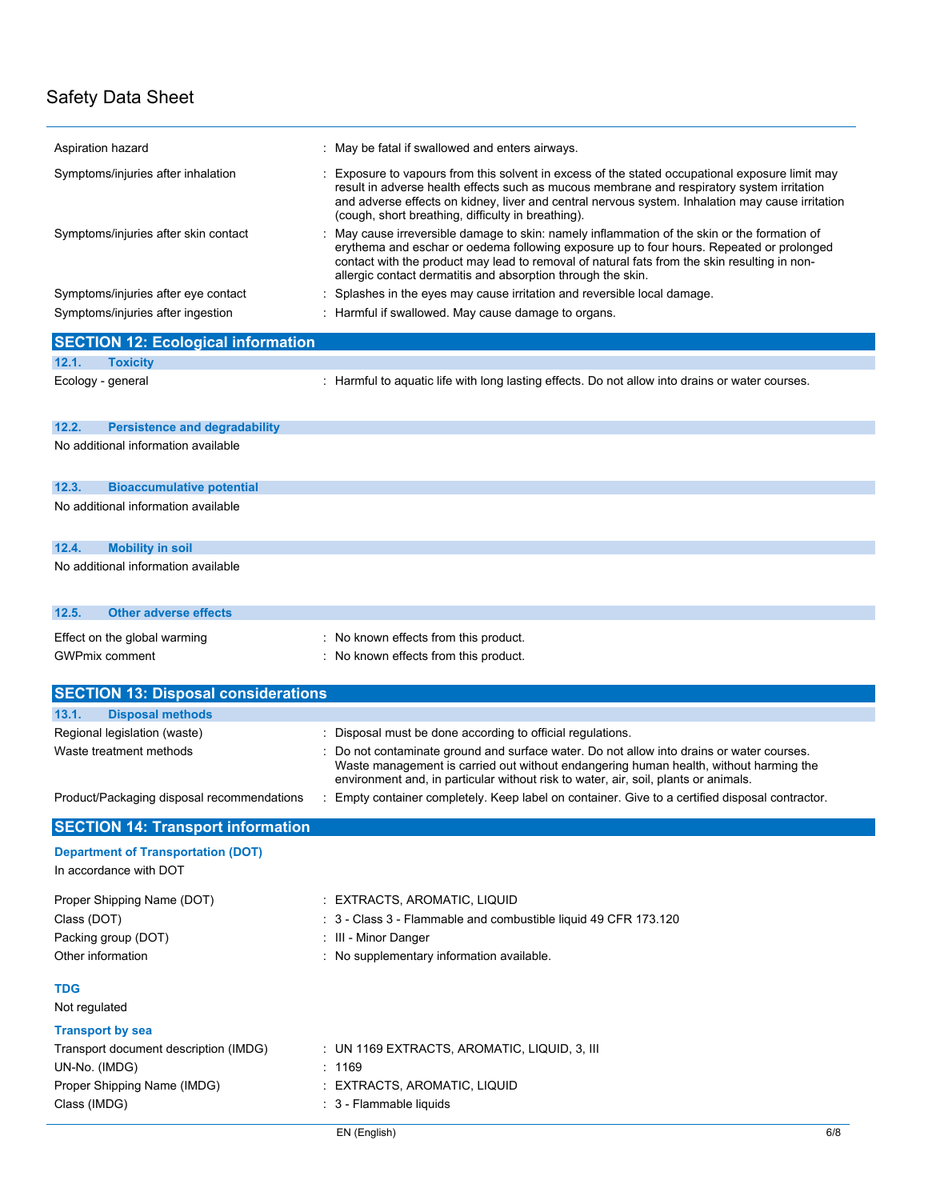| | |
|---|---|
| Aspiration hazard | : May be fatal if swallowed and enters airways. |
| Symptoms/injuries after inhalation | : Exposure to vapours from this solvent in excess of the stated occupational exposure limit may result in adverse health effects such as mucous membrane and respiratory system irritation and adverse effects on kidney, liver and central nervous system. Inhalation may cause irritation (cough, short breathing, difficulty in breathing). |
| Symptoms/injuries after skin contact | : May cause irreversible damage to skin: namely inflammation of the skin or the formation of erythema and eschar or oedema following exposure up to four hours. Repeated or prolonged contact with the product may lead to removal of natural fats from the skin resulting in non-allergic contact dermatitis and absorption through the skin. |
| Symptoms/injuries after eye contact | : Splashes in the eyes may cause irritation and reversible local damage. |
| Symptoms/injuries after ingestion | : Harmful if swallowed. May cause damage to organs. |

## SECTION 12: Ecological information

### 12.1. Toxicity

| | |
|---|---|
| Ecology - general | : Harmful to aquatic life with long lasting effects. Do not allow into drains or water courses. |

### 12.2. Persistence and degradability

No additional information available

### 12.3. Bioaccumulative potential

No additional information available

### 12.4. Mobility in soil

No additional information available

### 12.5. Other adverse effects

| | |
|---|---|
| Effect on the global warming | : No known effects from this product. |
| GWPmix comment | : No known effects from this product. |

## SECTION 13: Disposal considerations

### 13.1. Disposal methods

| | |
|---|---|
| Regional legislation (waste) | : Disposal must be done according to official regulations. |
| Waste treatment methods | : Do not contaminate ground and surface water. Do not allow into drains or water courses. Waste management is carried out without endangering human health, without harming the environment and, in particular without risk to water, air, soil, plants or animals. |
| Product/Packaging disposal recommendations | : Empty container completely. Keep label on container. Give to a certified disposal contractor. |

## SECTION 14: Transport information

**Department of Transportation (DOT)**

In accordance with DOT

| | |
|---|---|
| Proper Shipping Name (DOT) | : EXTRACTS, AROMATIC, LIQUID |
| Class (DOT) | : 3 - Class 3 - Flammable and combustible liquid 49 CFR 173.120 |
| Packing group (DOT) | : III - Minor Danger |
| Other information | : No supplementary information available. |

**TDG**

Not regulated

**Transport by sea**

| | |
|---|---|
| Transport document description (IMDG) | : UN 1169 EXTRACTS, AROMATIC, LIQUID, 3, III |
| UN-No. (IMDG) | : 1169 |
| Proper Shipping Name (IMDG) | : EXTRACTS, AROMATIC, LIQUID |
| Class (IMDG) | : 3 - Flammable liquids |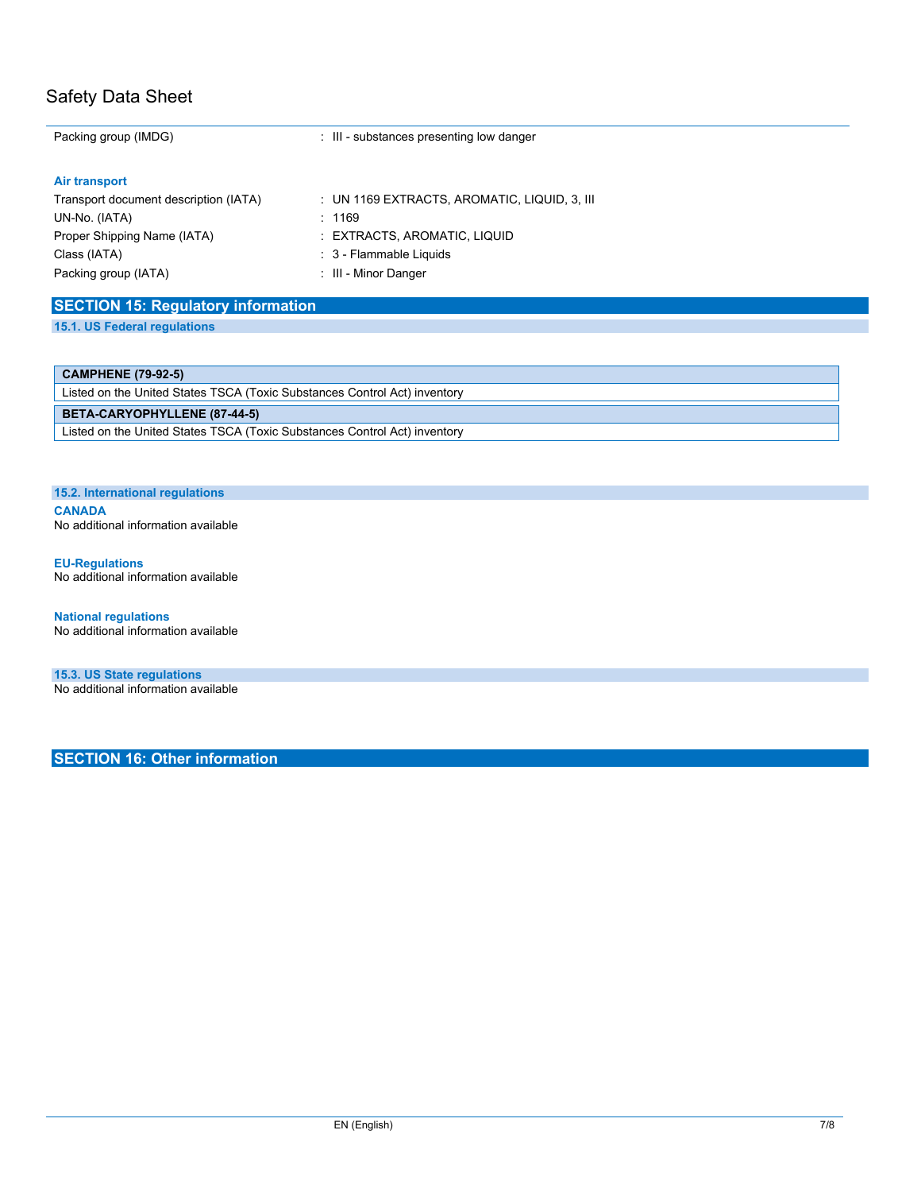Packing group (IMDG) : III - substances presenting low danger

**Air transport**

Transport document description (IATA) : UN 1169 EXTRACTS, AROMATIC, LIQUID, 3, III

UN-No. (IATA) : 1169

Proper Shipping Name (IATA) : EXTRACTS, AROMATIC, LIQUID

Class (IATA) : 3 - Flammable Liquids

Packing group (IATA) : III - Minor Danger

## SECTION 15: Regulatory information

### 15.1. US Federal regulations

| CAMPHENE (79-92-5) |
|---|
| Listed on the United States TSCA (Toxic Substances Control Act) inventory |

| BETA-CARYOPHYLLENE (87-44-5) |
|---|
| Listed on the United States TSCA (Toxic Substances Control Act) inventory |

### 15.2. International regulations

**CANADA**

No additional information available

**EU-Regulations**

No additional information available

**National regulations**

No additional information available

### 15.3. US State regulations

No additional information available

## SECTION 16: Other information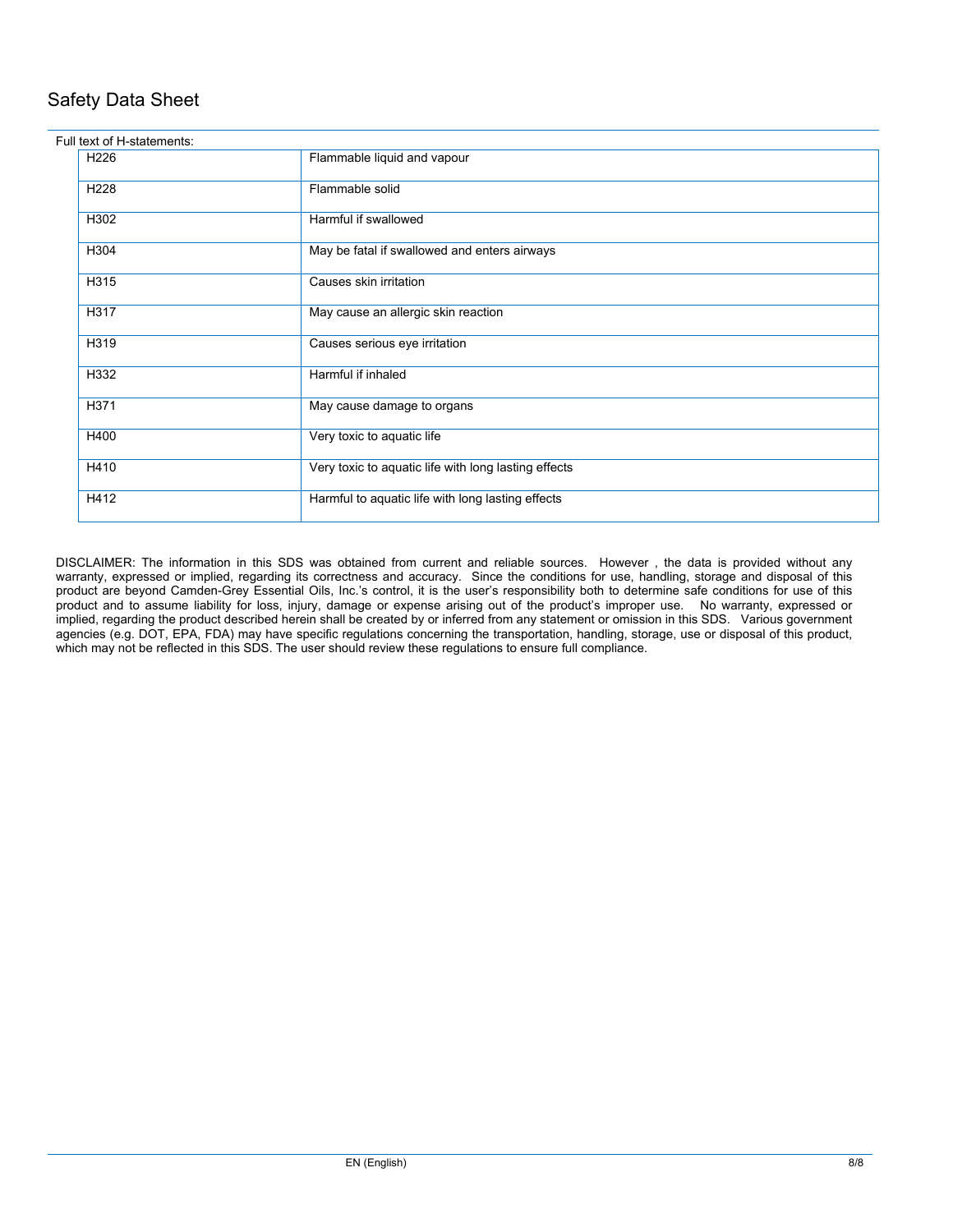# Safety Data Sheet

Full text of H-statements:

| | |
|---|---|
| H226 | Flammable liquid and vapour |
| H228 | Flammable solid |
| H302 | Harmful if swallowed |
| H304 | May be fatal if swallowed and enters airways |
| H315 | Causes skin irritation |
| H317 | May cause an allergic skin reaction |
| H319 | Causes serious eye irritation |
| H332 | Harmful if inhaled |
| H371 | May cause damage to organs |
| H400 | Very toxic to aquatic life |
| H410 | Very toxic to aquatic life with long lasting effects |
| H412 | Harmful to aquatic life with long lasting effects |

DISCLAIMER: The information in this SDS was obtained from current and reliable sources. However , the data is provided without any warranty, expressed or implied, regarding its correctness and accuracy. Since the conditions for use, handling, storage and disposal of this product are beyond Camden-Grey Essential Oils, Inc.'s control, it is the user's responsibility both to determine safe conditions for use of this product and to assume liability for loss, injury, damage or expense arising out of the product's improper use. No warranty, expressed or implied, regarding the product described herein shall be created by or inferred from any statement or omission in this SDS. Various government agencies (e.g. DOT, EPA, FDA) may have specific regulations concerning the transportation, handling, storage, use or disposal of this product, which may not be reflected in this SDS. The user should review these regulations to ensure full compliance.

EN (English)